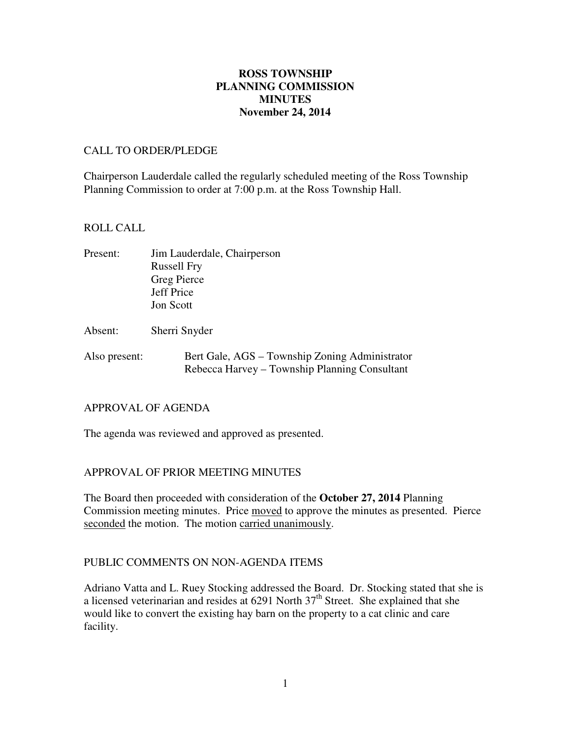# ROSS TOWNSHIP
# PLANNING COMMISSION
# MINUTES
# November 24, 2014

## CALL TO ORDER/PLEDGE

Chairperson Lauderdale called the regularly scheduled meeting of the Ross Township Planning Commission to order at 7:00 p.m. at the Ross Township Hall.

## ROLL CALL

Present: Jim Lauderdale, Chairperson
Russell Fry
Greg Pierce
Jeff Price
Jon Scott

Absent: Sherri Snyder

Also present: Bert Gale, AGS – Township Zoning Administrator
Rebecca Harvey – Township Planning Consultant

## APPROVAL OF AGENDA

The agenda was reviewed and approved as presented.

## APPROVAL OF PRIOR MEETING MINUTES

The Board then proceeded with consideration of the **October 27, 2014** Planning Commission meeting minutes. Price moved to approve the minutes as presented. Pierce seconded the motion. The motion carried unanimously.

## PUBLIC COMMENTS ON NON-AGENDA ITEMS

Adriano Vatta and L. Ruey Stocking addressed the Board. Dr. Stocking stated that she is a licensed veterinarian and resides at 6291 North 37th Street. She explained that she would like to convert the existing hay barn on the property to a cat clinic and care facility.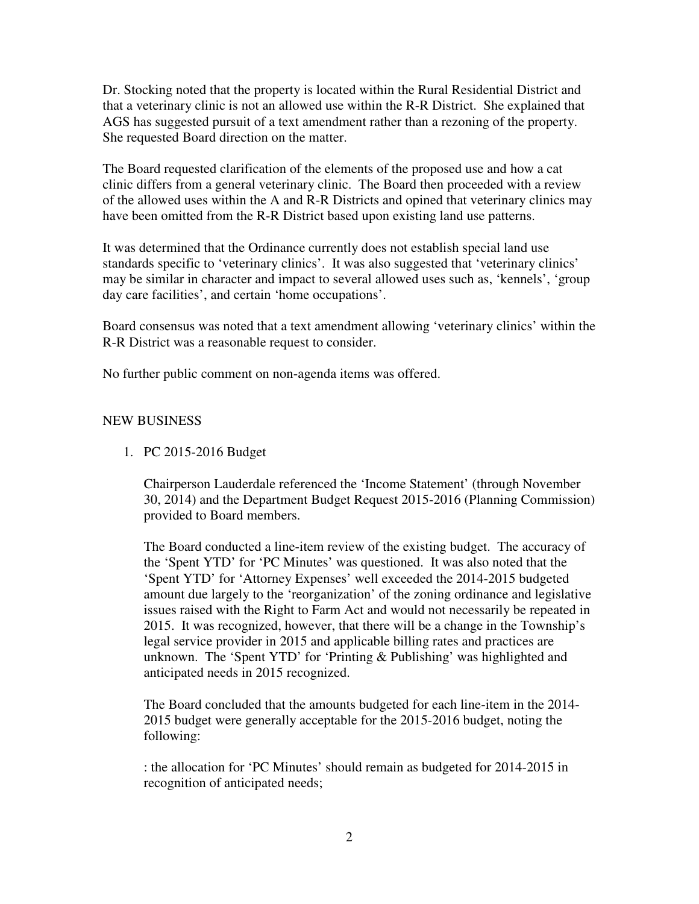Dr. Stocking noted that the property is located within the Rural Residential District and that a veterinary clinic is not an allowed use within the R-R District. She explained that AGS has suggested pursuit of a text amendment rather than a rezoning of the property. She requested Board direction on the matter.

The Board requested clarification of the elements of the proposed use and how a cat clinic differs from a general veterinary clinic. The Board then proceeded with a review of the allowed uses within the A and R-R Districts and opined that veterinary clinics may have been omitted from the R-R District based upon existing land use patterns.

It was determined that the Ordinance currently does not establish special land use standards specific to 'veterinary clinics'. It was also suggested that 'veterinary clinics' may be similar in character and impact to several allowed uses such as, 'kennels', 'group day care facilities', and certain 'home occupations'.

Board consensus was noted that a text amendment allowing 'veterinary clinics' within the R-R District was a reasonable request to consider.

No further public comment on non-agenda items was offered.

NEW BUSINESS

1. PC 2015-2016 Budget

   Chairperson Lauderdale referenced the 'Income Statement' (through November 30, 2014) and the Department Budget Request 2015-2016 (Planning Commission) provided to Board members.

   The Board conducted a line-item review of the existing budget. The accuracy of the 'Spent YTD' for 'PC Minutes' was questioned. It was also noted that the 'Spent YTD' for 'Attorney Expenses' well exceeded the 2014-2015 budgeted amount due largely to the 'reorganization' of the zoning ordinance and legislative issues raised with the Right to Farm Act and would not necessarily be repeated in 2015. It was recognized, however, that there will be a change in the Township's legal service provider in 2015 and applicable billing rates and practices are unknown. The 'Spent YTD' for 'Printing & Publishing' was highlighted and anticipated needs in 2015 recognized.

   The Board concluded that the amounts budgeted for each line-item in the 2014-2015 budget were generally acceptable for the 2015-2016 budget, noting the following:

   : the allocation for 'PC Minutes' should remain as budgeted for 2014-2015 in recognition of anticipated needs;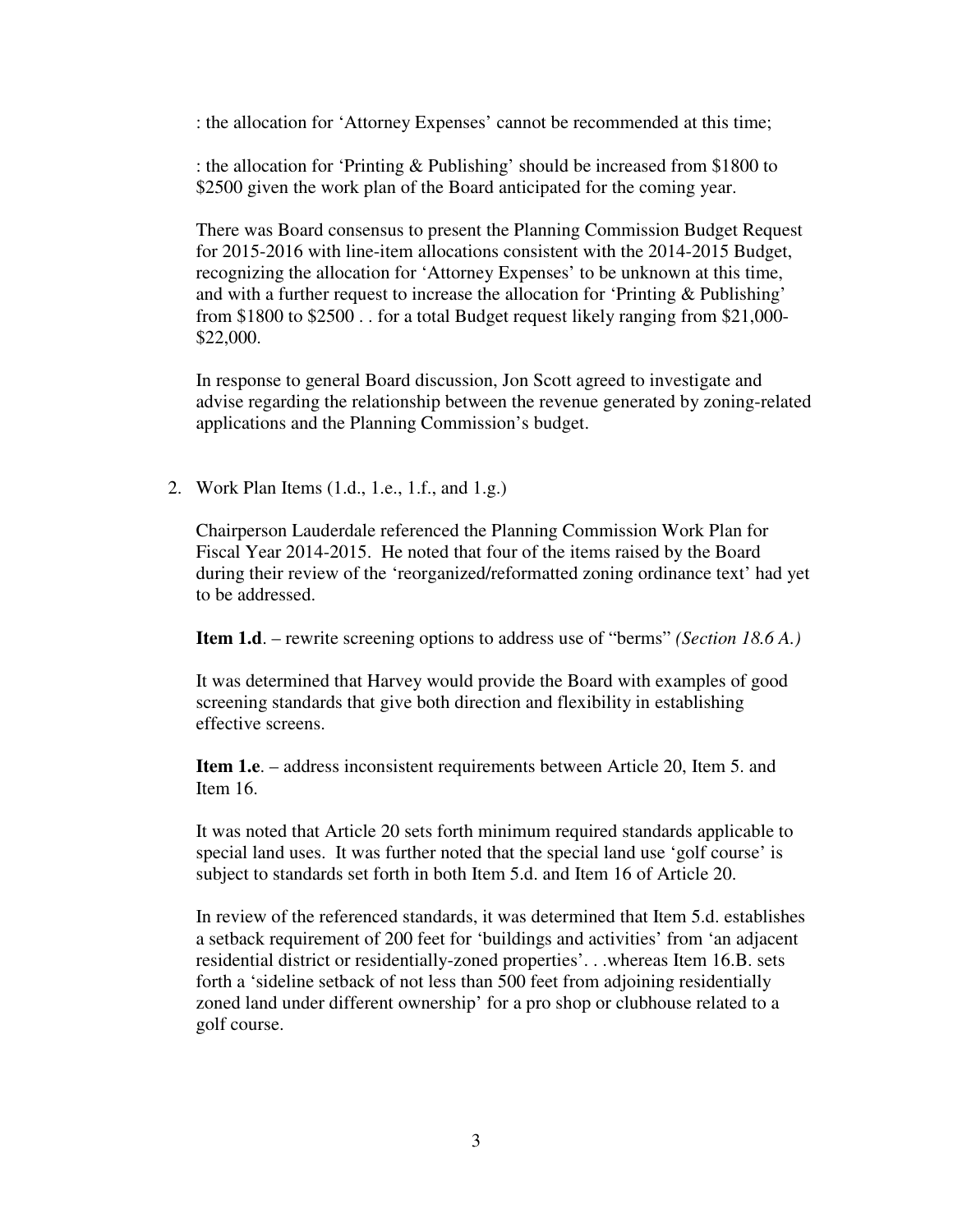: the allocation for 'Attorney Expenses' cannot be recommended at this time;

: the allocation for 'Printing & Publishing' should be increased from $1800 to $2500 given the work plan of the Board anticipated for the coming year.

There was Board consensus to present the Planning Commission Budget Request for 2015-2016 with line-item allocations consistent with the 2014-2015 Budget, recognizing the allocation for 'Attorney Expenses' to be unknown at this time, and with a further request to increase the allocation for 'Printing & Publishing' from $1800 to $2500 . . for a total Budget request likely ranging from $21,000-$22,000.

In response to general Board discussion, Jon Scott agreed to investigate and advise regarding the relationship between the revenue generated by zoning-related applications and the Planning Commission's budget.

2. Work Plan Items (1.d., 1.e., 1.f., and 1.g.)

   Chairperson Lauderdale referenced the Planning Commission Work Plan for Fiscal Year 2014-2015. He noted that four of the items raised by the Board during their review of the 'reorganized/reformatted zoning ordinance text' had yet to be addressed.

   **Item 1.d**. – rewrite screening options to address use of "berms" *(Section 18.6 A.)*

   It was determined that Harvey would provide the Board with examples of good screening standards that give both direction and flexibility in establishing effective screens.

   **Item 1.e**. – address inconsistent requirements between Article 20, Item 5. and Item 16.

   It was noted that Article 20 sets forth minimum required standards applicable to special land uses. It was further noted that the special land use 'golf course' is subject to standards set forth in both Item 5.d. and Item 16 of Article 20.

   In review of the referenced standards, it was determined that Item 5.d. establishes a setback requirement of 200 feet for 'buildings and activities' from 'an adjacent residential district or residentially-zoned properties'. . .whereas Item 16.B. sets forth a 'sideline setback of not less than 500 feet from adjoining residentially zoned land under different ownership' for a pro shop or clubhouse related to a golf course.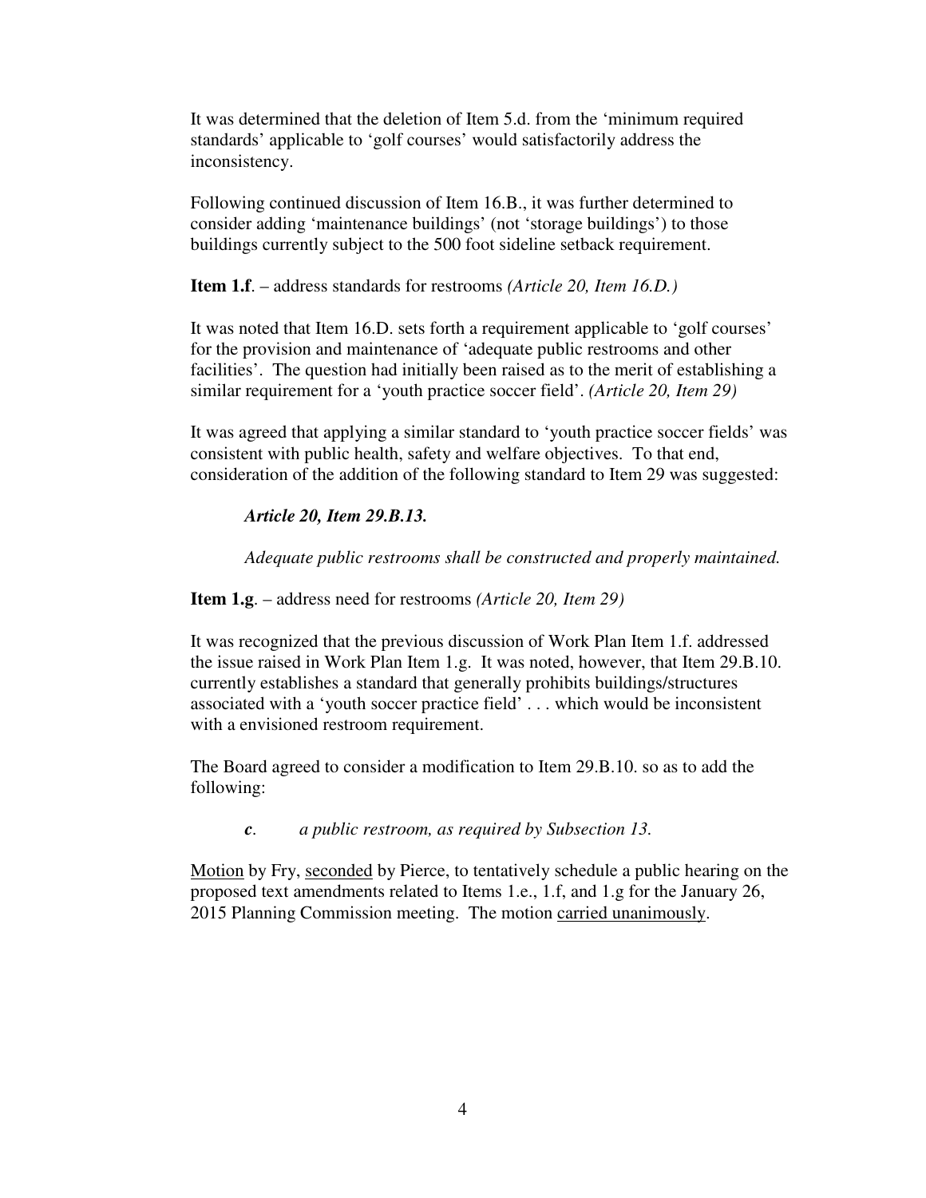It was determined that the deletion of Item 5.d. from the 'minimum required standards' applicable to 'golf courses' would satisfactorily address the inconsistency.

Following continued discussion of Item 16.B., it was further determined to consider adding 'maintenance buildings' (not 'storage buildings') to those buildings currently subject to the 500 foot sideline setback requirement.

**Item 1.f**. – address standards for restrooms *(Article 20, Item 16.D.)*

It was noted that Item 16.D. sets forth a requirement applicable to 'golf courses' for the provision and maintenance of 'adequate public restrooms and other facilities'. The question had initially been raised as to the merit of establishing a similar requirement for a 'youth practice soccer field'. *(Article 20, Item 29)*

It was agreed that applying a similar standard to 'youth practice soccer fields' was consistent with public health, safety and welfare objectives. To that end, consideration of the addition of the following standard to Item 29 was suggested:

> ***Article 20, Item 29.B.13.***
>
> *Adequate public restrooms shall be constructed and properly maintained.*

**Item 1.g**. – address need for restrooms *(Article 20, Item 29)*

It was recognized that the previous discussion of Work Plan Item 1.f. addressed the issue raised in Work Plan Item 1.g. It was noted, however, that Item 29.B.10. currently establishes a standard that generally prohibits buildings/structures associated with a 'youth soccer practice field' . . . which would be inconsistent with a envisioned restroom requirement.

The Board agreed to consider a modification to Item 29.B.10. so as to add the following:

> ***c*.** *a public restroom, as required by Subsection 13.*

<u>Motion</u> by Fry, <u>seconded</u> by Pierce, to tentatively schedule a public hearing on the proposed text amendments related to Items 1.e., 1.f, and 1.g for the January 26, 2015 Planning Commission meeting. The motion <u>carried unanimously</u>.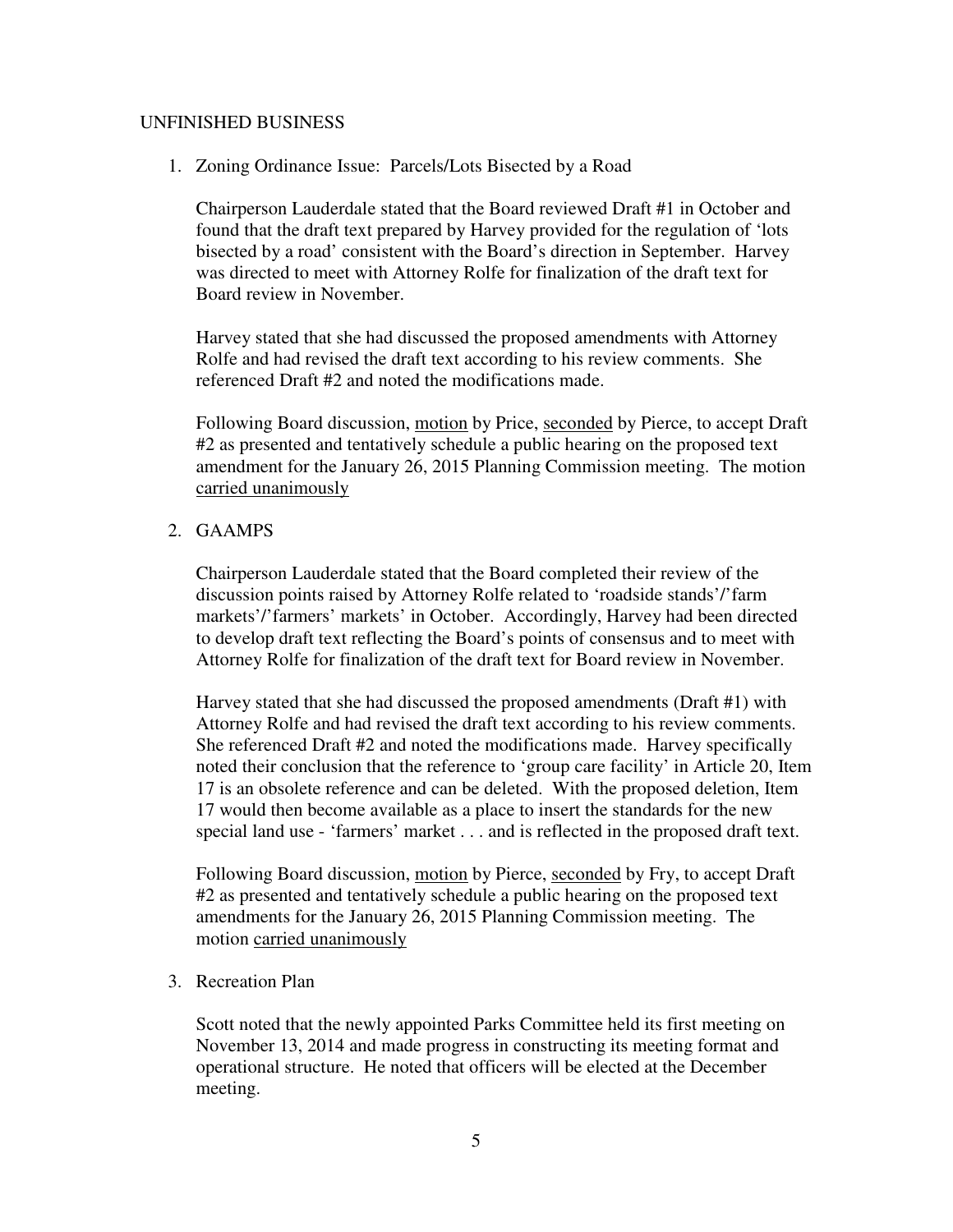## UNFINISHED BUSINESS

1. Zoning Ordinance Issue: Parcels/Lots Bisected by a Road

   Chairperson Lauderdale stated that the Board reviewed Draft #1 in October and found that the draft text prepared by Harvey provided for the regulation of 'lots bisected by a road' consistent with the Board's direction in September. Harvey was directed to meet with Attorney Rolfe for finalization of the draft text for Board review in November.

   Harvey stated that she had discussed the proposed amendments with Attorney Rolfe and had revised the draft text according to his review comments. She referenced Draft #2 and noted the modifications made.

   Following Board discussion, <u>motion</u> by Price, <u>seconded</u> by Pierce, to accept Draft #2 as presented and tentatively schedule a public hearing on the proposed text amendment for the January 26, 2015 Planning Commission meeting. The motion <u>carried unanimously</u>

2. GAAMPS

   Chairperson Lauderdale stated that the Board completed their review of the discussion points raised by Attorney Rolfe related to 'roadside stands'/'farm markets'/'farmers' markets' in October. Accordingly, Harvey had been directed to develop draft text reflecting the Board's points of consensus and to meet with Attorney Rolfe for finalization of the draft text for Board review in November.

   Harvey stated that she had discussed the proposed amendments (Draft #1) with Attorney Rolfe and had revised the draft text according to his review comments. She referenced Draft #2 and noted the modifications made. Harvey specifically noted their conclusion that the reference to 'group care facility' in Article 20, Item 17 is an obsolete reference and can be deleted. With the proposed deletion, Item 17 would then become available as a place to insert the standards for the new special land use - 'farmers' market . . . and is reflected in the proposed draft text.

   Following Board discussion, <u>motion</u> by Pierce, <u>seconded</u> by Fry, to accept Draft #2 as presented and tentatively schedule a public hearing on the proposed text amendments for the January 26, 2015 Planning Commission meeting. The motion <u>carried unanimously</u>

3. Recreation Plan

   Scott noted that the newly appointed Parks Committee held its first meeting on November 13, 2014 and made progress in constructing its meeting format and operational structure. He noted that officers will be elected at the December meeting.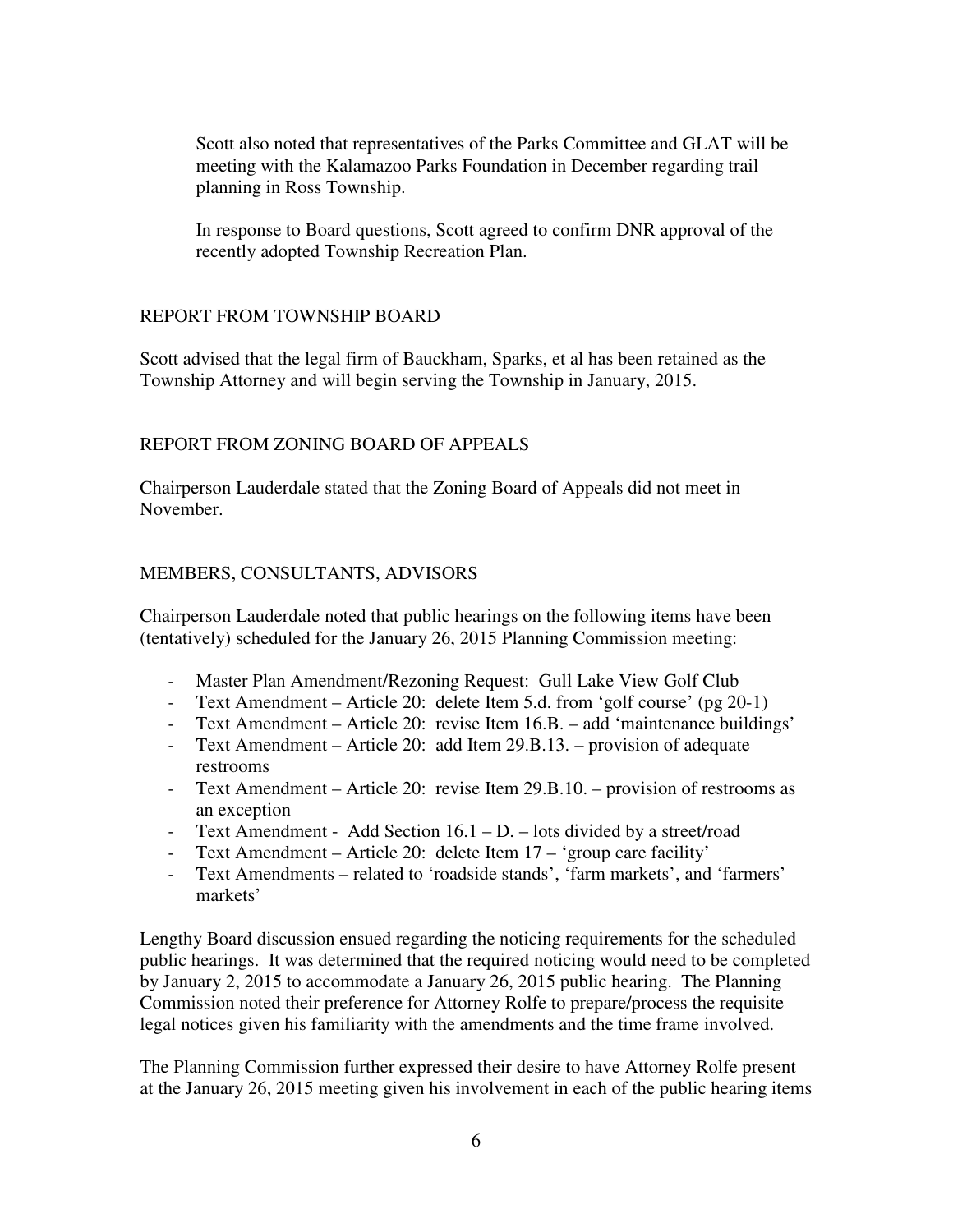Scott also noted that representatives of the Parks Committee and GLAT will be meeting with the Kalamazoo Parks Foundation in December regarding trail planning in Ross Township.

In response to Board questions, Scott agreed to confirm DNR approval of the recently adopted Township Recreation Plan.

## REPORT FROM TOWNSHIP BOARD

Scott advised that the legal firm of Bauckham, Sparks, et al has been retained as the Township Attorney and will begin serving the Township in January, 2015.

## REPORT FROM ZONING BOARD OF APPEALS

Chairperson Lauderdale stated that the Zoning Board of Appeals did not meet in November.

## MEMBERS, CONSULTANTS, ADVISORS

Chairperson Lauderdale noted that public hearings on the following items have been (tentatively) scheduled for the January 26, 2015 Planning Commission meeting:

- Master Plan Amendment/Rezoning Request: Gull Lake View Golf Club
- Text Amendment – Article 20: delete Item 5.d. from 'golf course' (pg 20-1)
- Text Amendment – Article 20: revise Item 16.B. – add 'maintenance buildings'
- Text Amendment – Article 20: add Item 29.B.13. – provision of adequate restrooms
- Text Amendment – Article 20: revise Item 29.B.10. – provision of restrooms as an exception
- Text Amendment - Add Section 16.1 – D. – lots divided by a street/road
- Text Amendment – Article 20: delete Item 17 – 'group care facility'
- Text Amendments – related to 'roadside stands', 'farm markets', and 'farmers' markets'

Lengthy Board discussion ensued regarding the noticing requirements for the scheduled public hearings. It was determined that the required noticing would need to be completed by January 2, 2015 to accommodate a January 26, 2015 public hearing. The Planning Commission noted their preference for Attorney Rolfe to prepare/process the requisite legal notices given his familiarity with the amendments and the time frame involved.

The Planning Commission further expressed their desire to have Attorney Rolfe present at the January 26, 2015 meeting given his involvement in each of the public hearing items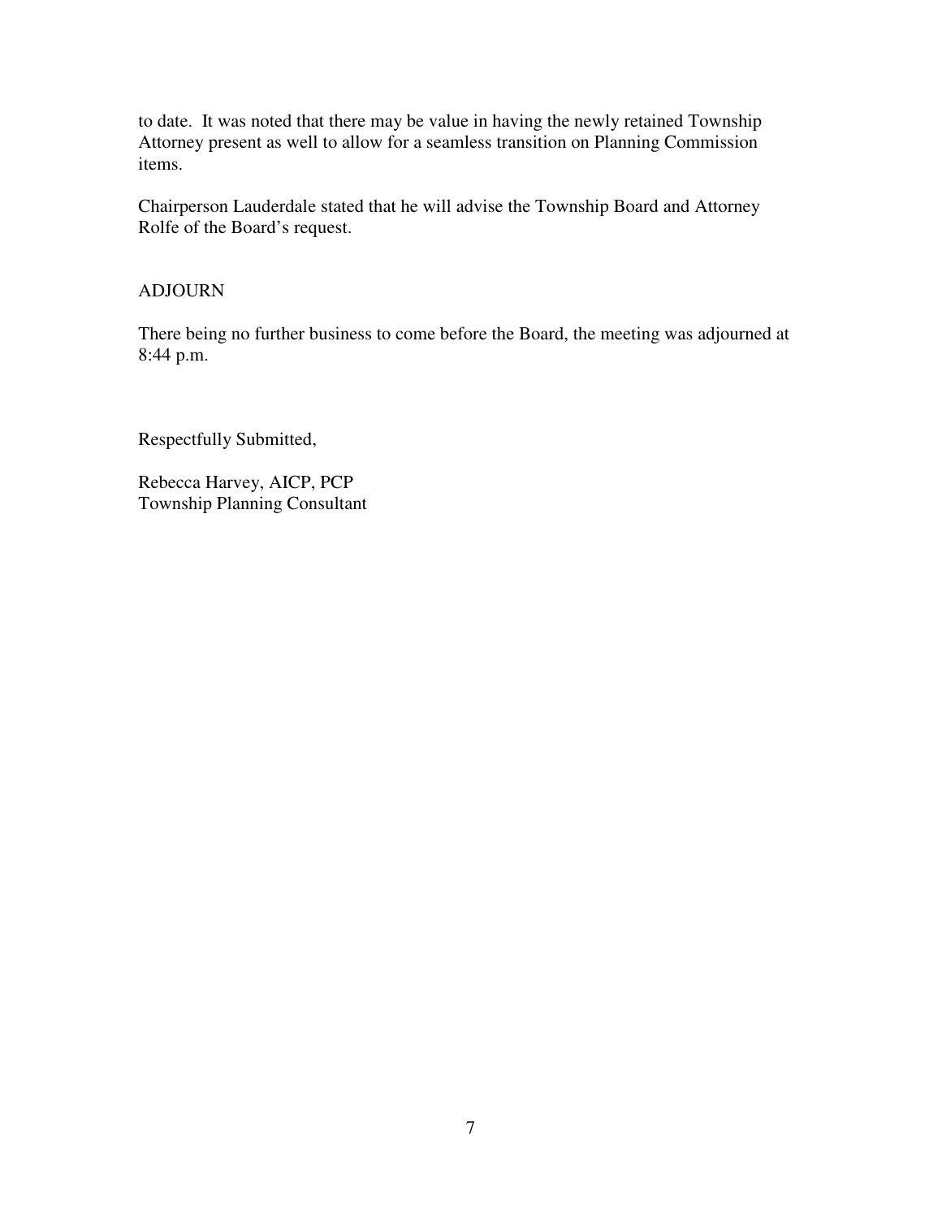to date. It was noted that there may be value in having the newly retained Township Attorney present as well to allow for a seamless transition on Planning Commission items.

Chairperson Lauderdale stated that he will advise the Township Board and Attorney Rolfe of the Board's request.

ADJOURN

There being no further business to come before the Board, the meeting was adjourned at 8:44 p.m.

Respectfully Submitted,

Rebecca Harvey, AICP, PCP
Township Planning Consultant